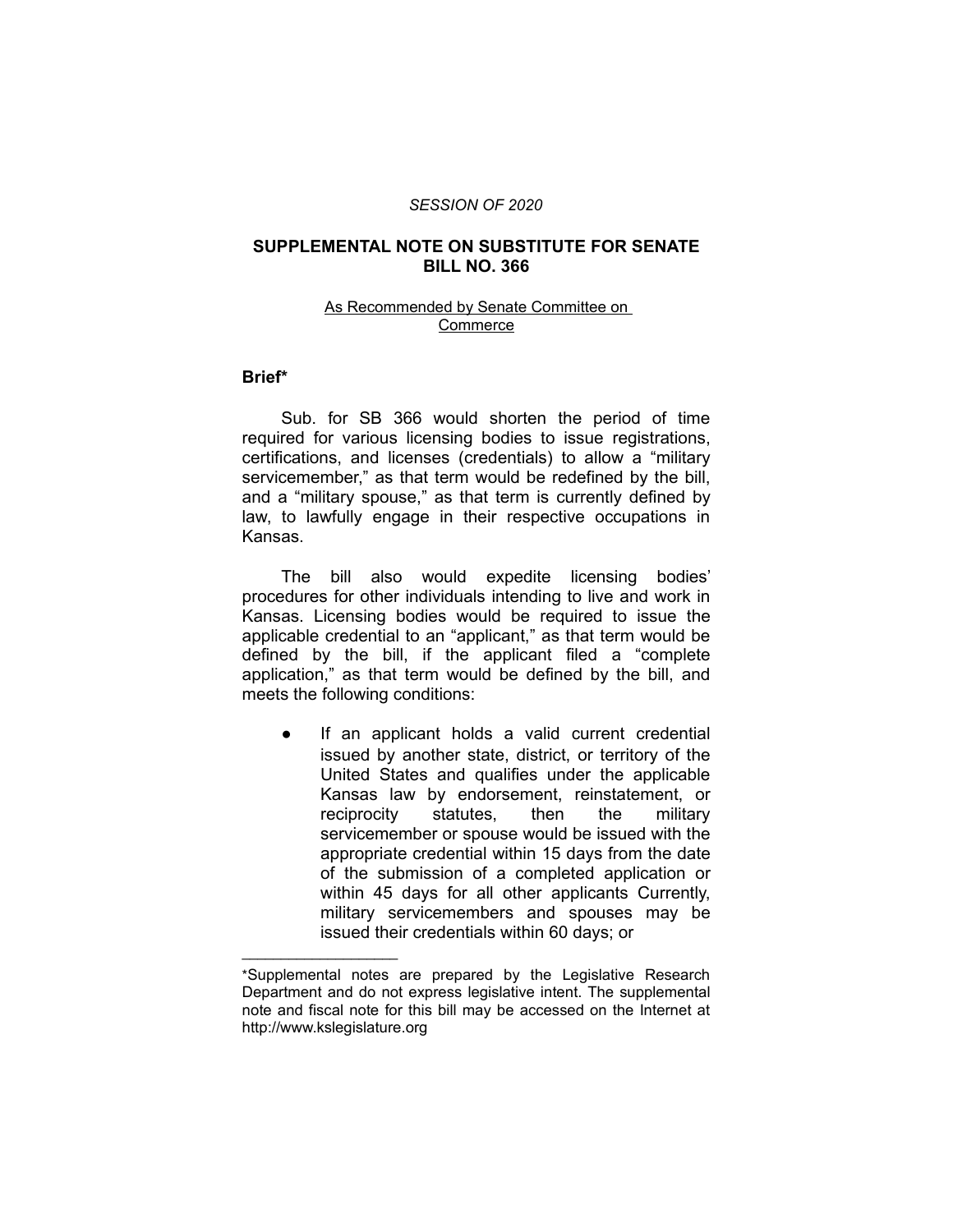*SESSION OF 2020*

# SUPPLEMENTAL NOTE ON SUBSTITUTE FOR SENATE BILL NO. 366

As Recommended by Senate Committee on Commerce

## Brief*

Sub. for SB 366 would shorten the period of time required for various licensing bodies to issue registrations, certifications, and licenses (credentials) to allow a "military servicemember," as that term would be redefined by the bill, and a "military spouse," as that term is currently defined by law, to lawfully engage in their respective occupations in Kansas.

The bill also would expedite licensing bodies' procedures for other individuals intending to live and work in Kansas. Licensing bodies would be required to issue the applicable credential to an "applicant," as that term would be defined by the bill, if the applicant filed a "complete application," as that term would be defined by the bill, and meets the following conditions:

- If an applicant holds a valid current credential issued by another state, district, or territory of the United States and qualifies under the applicable Kansas law by endorsement, reinstatement, or reciprocity statutes, then the military servicemember or spouse would be issued with the appropriate credential within 15 days from the date of the submission of a completed application or within 45 days for all other applicants Currently, military servicemembers and spouses may be issued their credentials within 60 days; or

---

*Supplemental notes are prepared by the Legislative Research Department and do not express legislative intent. The supplemental note and fiscal note for this bill may be accessed on the Internet at http://www.kslegislature.org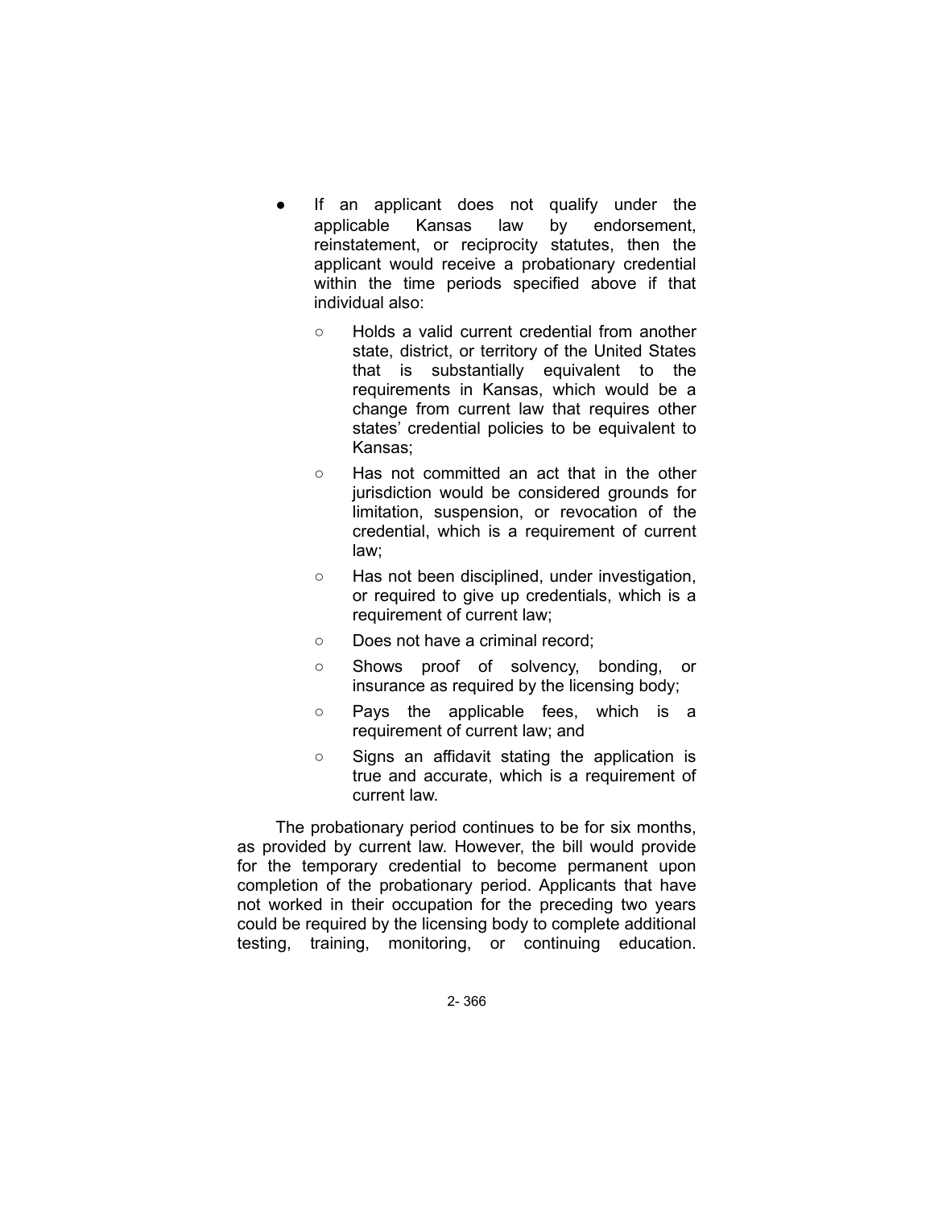- If an applicant does not qualify under the applicable Kansas law by endorsement, reinstatement, or reciprocity statutes, then the applicant would receive a probationary credential within the time periods specified above if that individual also:
  - Holds a valid current credential from another state, district, or territory of the United States that is substantially equivalent to the requirements in Kansas, which would be a change from current law that requires other states' credential policies to be equivalent to Kansas;
  - Has not committed an act that in the other jurisdiction would be considered grounds for limitation, suspension, or revocation of the credential, which is a requirement of current law;
  - Has not been disciplined, under investigation, or required to give up credentials, which is a requirement of current law;
  - Does not have a criminal record;
  - Shows proof of solvency, bonding, or insurance as required by the licensing body;
  - Pays the applicable fees, which is a requirement of current law; and
  - Signs an affidavit stating the application is true and accurate, which is a requirement of current law.

The probationary period continues to be for six months, as provided by current law. However, the bill would provide for the temporary credential to become permanent upon completion of the probationary period. Applicants that have not worked in their occupation for the preceding two years could be required by the licensing body to complete additional testing, training, monitoring, or continuing education.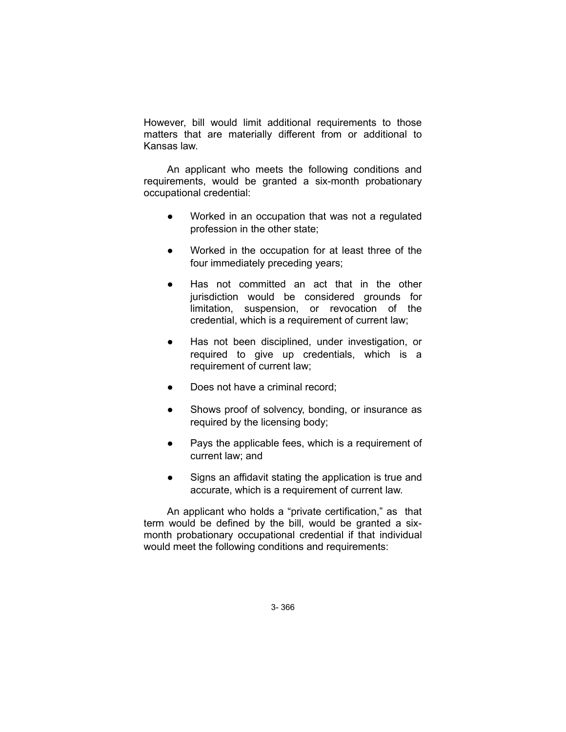However, bill would limit additional requirements to those matters that are materially different from or additional to Kansas law.

An applicant who meets the following conditions and requirements, would be granted a six-month probationary occupational credential:

- Worked in an occupation that was not a regulated profession in the other state;
- Worked in the occupation for at least three of the four immediately preceding years;
- Has not committed an act that in the other jurisdiction would be considered grounds for limitation, suspension, or revocation of the credential, which is a requirement of current law;
- Has not been disciplined, under investigation, or required to give up credentials, which is a requirement of current law;
- Does not have a criminal record;
- Shows proof of solvency, bonding, or insurance as required by the licensing body;
- Pays the applicable fees, which is a requirement of current law; and
- Signs an affidavit stating the application is true and accurate, which is a requirement of current law.

An applicant who holds a "private certification," as that term would be defined by the bill, would be granted a six-month probationary occupational credential if that individual would meet the following conditions and requirements: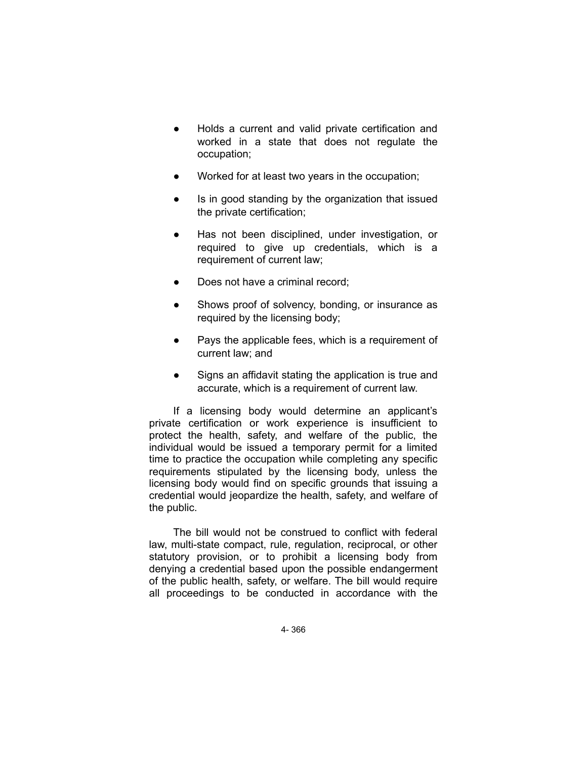- Holds a current and valid private certification and worked in a state that does not regulate the occupation;
- Worked for at least two years in the occupation;
- Is in good standing by the organization that issued the private certification;
- Has not been disciplined, under investigation, or required to give up credentials, which is a requirement of current law;
- Does not have a criminal record;
- Shows proof of solvency, bonding, or insurance as required by the licensing body;
- Pays the applicable fees, which is a requirement of current law; and
- Signs an affidavit stating the application is true and accurate, which is a requirement of current law.

If a licensing body would determine an applicant's private certification or work experience is insufficient to protect the health, safety, and welfare of the public, the individual would be issued a temporary permit for a limited time to practice the occupation while completing any specific requirements stipulated by the licensing body, unless the licensing body would find on specific grounds that issuing a credential would jeopardize the health, safety, and welfare of the public.

The bill would not be construed to conflict with federal law, multi-state compact, rule, regulation, reciprocal, or other statutory provision, or to prohibit a licensing body from denying a credential based upon the possible endangerment of the public health, safety, or welfare. The bill would require all proceedings to be conducted in accordance with the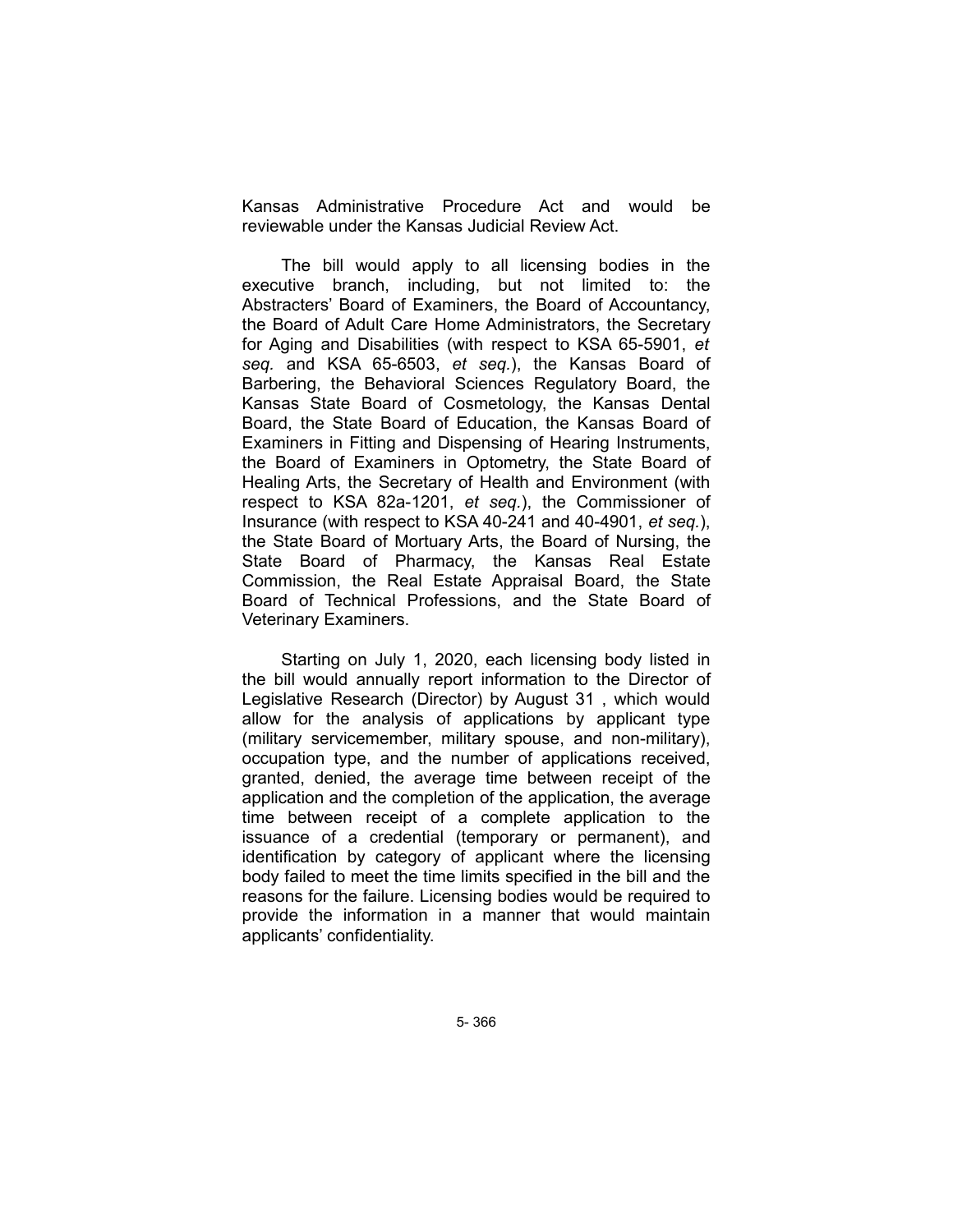Kansas Administrative Procedure Act and would be reviewable under the Kansas Judicial Review Act.

The bill would apply to all licensing bodies in the executive branch, including, but not limited to: the Abstracters' Board of Examiners, the Board of Accountancy, the Board of Adult Care Home Administrators, the Secretary for Aging and Disabilities (with respect to KSA 65-5901, *et seq.* and KSA 65-6503, *et seq.*), the Kansas Board of Barbering, the Behavioral Sciences Regulatory Board, the Kansas State Board of Cosmetology, the Kansas Dental Board, the State Board of Education, the Kansas Board of Examiners in Fitting and Dispensing of Hearing Instruments, the Board of Examiners in Optometry, the State Board of Healing Arts, the Secretary of Health and Environment (with respect to KSA 82a-1201, *et seq.*), the Commissioner of Insurance (with respect to KSA 40-241 and 40-4901, *et seq.*), the State Board of Mortuary Arts, the Board of Nursing, the State Board of Pharmacy, the Kansas Real Estate Commission, the Real Estate Appraisal Board, the State Board of Technical Professions, and the State Board of Veterinary Examiners.

Starting on July 1, 2020, each licensing body listed in the bill would annually report information to the Director of Legislative Research (Director) by August 31 , which would allow for the analysis of applications by applicant type (military servicemember, military spouse, and non-military), occupation type, and the number of applications received, granted, denied, the average time between receipt of the application and the completion of the application, the average time between receipt of a complete application to the issuance of a credential (temporary or permanent), and identification by category of applicant where the licensing body failed to meet the time limits specified in the bill and the reasons for the failure. Licensing bodies would be required to provide the information in a manner that would maintain applicants' confidentiality.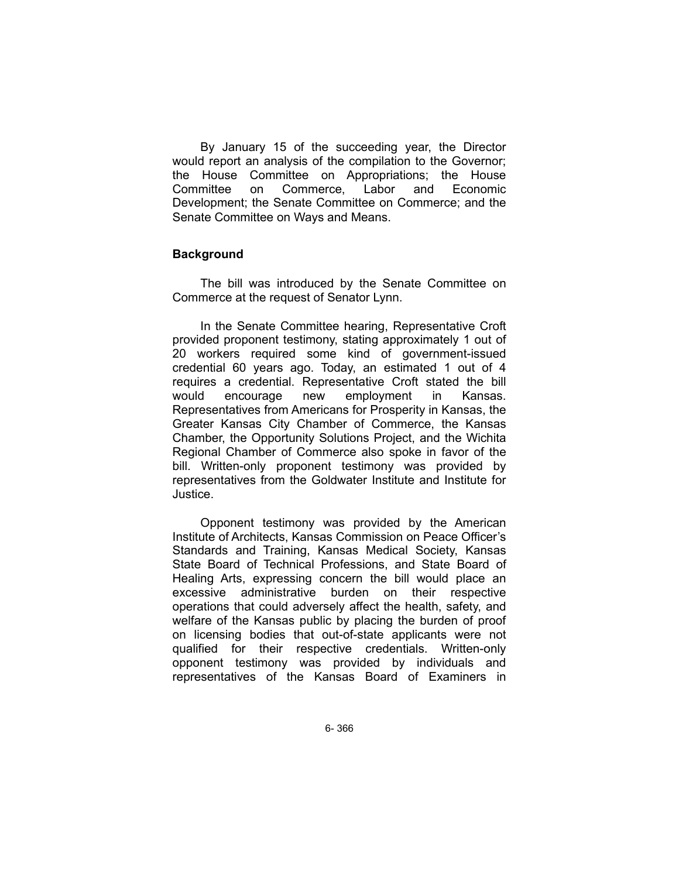By January 15 of the succeeding year, the Director would report an analysis of the compilation to the Governor; the House Committee on Appropriations; the House Committee on Commerce, Labor and Economic Development; the Senate Committee on Commerce; and the Senate Committee on Ways and Means.

**Background**

The bill was introduced by the Senate Committee on Commerce at the request of Senator Lynn.

In the Senate Committee hearing, Representative Croft provided proponent testimony, stating approximately 1 out of 20 workers required some kind of government-issued credential 60 years ago. Today, an estimated 1 out of 4 requires a credential. Representative Croft stated the bill would encourage new employment in Kansas. Representatives from Americans for Prosperity in Kansas, the Greater Kansas City Chamber of Commerce, the Kansas Chamber, the Opportunity Solutions Project, and the Wichita Regional Chamber of Commerce also spoke in favor of the bill. Written-only proponent testimony was provided by representatives from the Goldwater Institute and Institute for Justice.

Opponent testimony was provided by the American Institute of Architects, Kansas Commission on Peace Officer's Standards and Training, Kansas Medical Society, Kansas State Board of Technical Professions, and State Board of Healing Arts, expressing concern the bill would place an excessive administrative burden on their respective operations that could adversely affect the health, safety, and welfare of the Kansas public by placing the burden of proof on licensing bodies that out-of-state applicants were not qualified for their respective credentials. Written-only opponent testimony was provided by individuals and representatives of the Kansas Board of Examiners in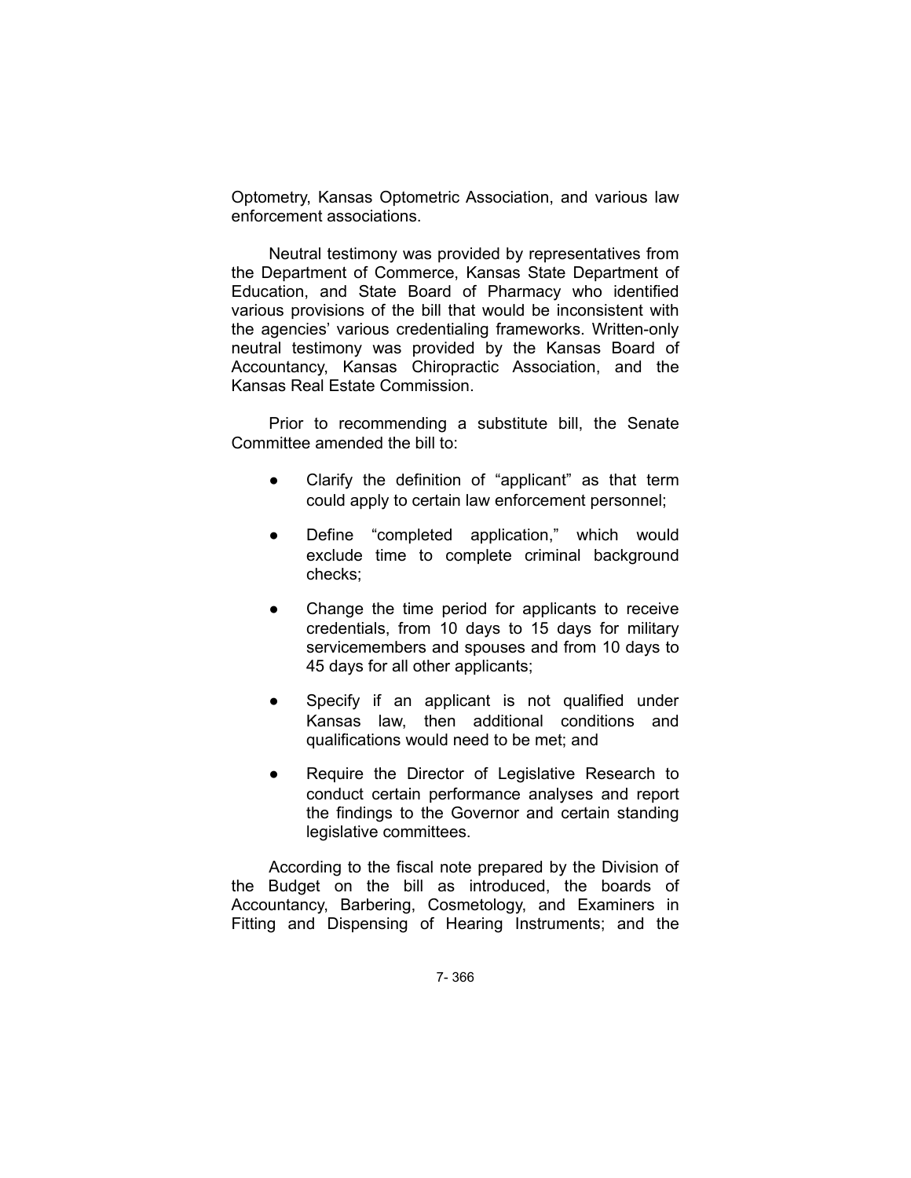Optometry, Kansas Optometric Association, and various law enforcement associations.

Neutral testimony was provided by representatives from the Department of Commerce, Kansas State Department of Education, and State Board of Pharmacy who identified various provisions of the bill that would be inconsistent with the agencies' various credentialing frameworks. Written-only neutral testimony was provided by the Kansas Board of Accountancy, Kansas Chiropractic Association, and the Kansas Real Estate Commission.

Prior to recommending a substitute bill, the Senate Committee amended the bill to:

- Clarify the definition of "applicant" as that term could apply to certain law enforcement personnel;
- Define "completed application," which would exclude time to complete criminal background checks;
- Change the time period for applicants to receive credentials, from 10 days to 15 days for military servicemembers and spouses and from 10 days to 45 days for all other applicants;
- Specify if an applicant is not qualified under Kansas law, then additional conditions and qualifications would need to be met; and
- Require the Director of Legislative Research to conduct certain performance analyses and report the findings to the Governor and certain standing legislative committees.

According to the fiscal note prepared by the Division of the Budget on the bill as introduced, the boards of Accountancy, Barbering, Cosmetology, and Examiners in Fitting and Dispensing of Hearing Instruments; and the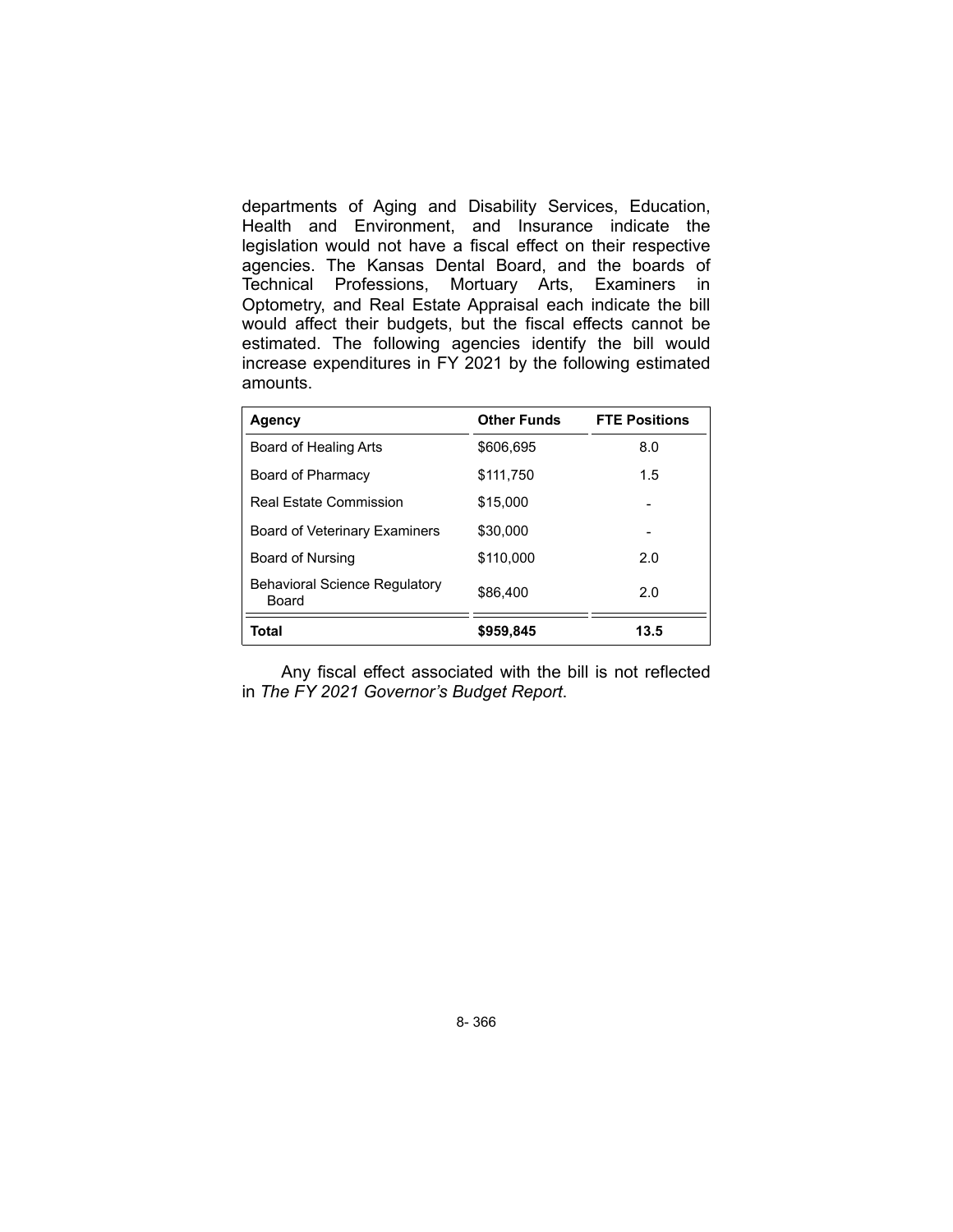departments of Aging and Disability Services, Education, Health and Environment, and Insurance indicate the legislation would not have a fiscal effect on their respective agencies. The Kansas Dental Board, and the boards of Technical Professions, Mortuary Arts, Examiners in Optometry, and Real Estate Appraisal each indicate the bill would affect their budgets, but the fiscal effects cannot be estimated. The following agencies identify the bill would increase expenditures in FY 2021 by the following estimated amounts.

| Agency | Other Funds | FTE Positions |
|---|---|---|
| Board of Healing Arts | $606,695 | 8.0 |
| Board of Pharmacy | $111,750 | 1.5 |
| Real Estate Commission | $15,000 | - |
| Board of Veterinary Examiners | $30,000 | - |
| Board of Nursing | $110,000 | 2.0 |
| Behavioral Science Regulatory Board | $86,400 | 2.0 |
| **Total** | **$959,845** | **13.5** |

Any fiscal effect associated with the bill is not reflected in *The FY 2021 Governor's Budget Report*.